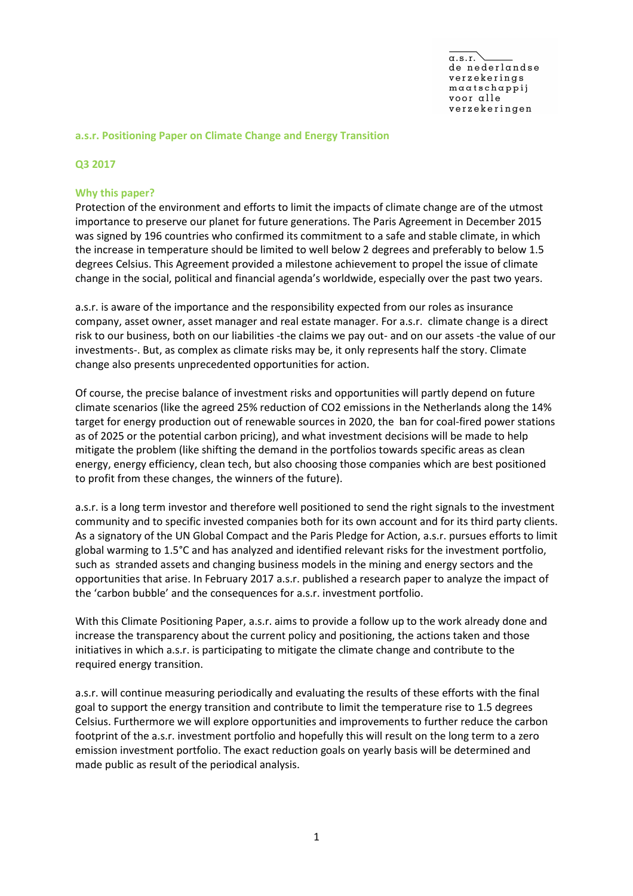a.s.r.
de nederlandse
verzekerings
maatschappij
voor alle
verzekeringen

## a.s.r. Positioning Paper on Climate Change and Energy Transition

**Q3 2017**

### Why this paper?

Protection of the environment and efforts to limit the impacts of climate change are of the utmost importance to preserve our planet for future generations. The Paris Agreement in December 2015 was signed by 196 countries who confirmed its commitment to a safe and stable climate, in which the increase in temperature should be limited to well below 2 degrees and preferably to below 1.5 degrees Celsius. This Agreement provided a milestone achievement to propel the issue of climate change in the social, political and financial agenda's worldwide, especially over the past two years.

a.s.r. is aware of the importance and the responsibility expected from our roles as insurance company, asset owner, asset manager and real estate manager. For a.s.r. climate change is a direct risk to our business, both on our liabilities -the claims we pay out- and on our assets -the value of our investments-. But, as complex as climate risks may be, it only represents half the story. Climate change also presents unprecedented opportunities for action.

Of course, the precise balance of investment risks and opportunities will partly depend on future climate scenarios (like the agreed 25% reduction of $CO_2$ emissions in the Netherlands along the 14% target for energy production out of renewable sources in 2020, the ban for coal-fired power stations as of 2025 or the potential carbon pricing), and what investment decisions will be made to help mitigate the problem (like shifting the demand in the portfolios towards specific areas as clean energy, energy efficiency, clean tech, but also choosing those companies which are best positioned to profit from these changes, the winners of the future).

a.s.r. is a long term investor and therefore well positioned to send the right signals to the investment community and to specific invested companies both for its own account and for its third party clients. As a signatory of the UN Global Compact and the Paris Pledge for Action, a.s.r. pursues efforts to limit global warming to 1.5°C and has analyzed and identified relevant risks for the investment portfolio, such as stranded assets and changing business models in the mining and energy sectors and the opportunities that arise. In February 2017 a.s.r. published a research paper to analyze the impact of the 'carbon bubble' and the consequences for a.s.r. investment portfolio.

With this Climate Positioning Paper, a.s.r. aims to provide a follow up to the work already done and increase the transparency about the current policy and positioning, the actions taken and those initiatives in which a.s.r. is participating to mitigate the climate change and contribute to the required energy transition.

a.s.r. will continue measuring periodically and evaluating the results of these efforts with the final goal to support the energy transition and contribute to limit the temperature rise to 1.5 degrees Celsius. Furthermore we will explore opportunities and improvements to further reduce the carbon footprint of the a.s.r. investment portfolio and hopefully this will result on the long term to a zero emission investment portfolio. The exact reduction goals on yearly basis will be determined and made public as result of the periodical analysis.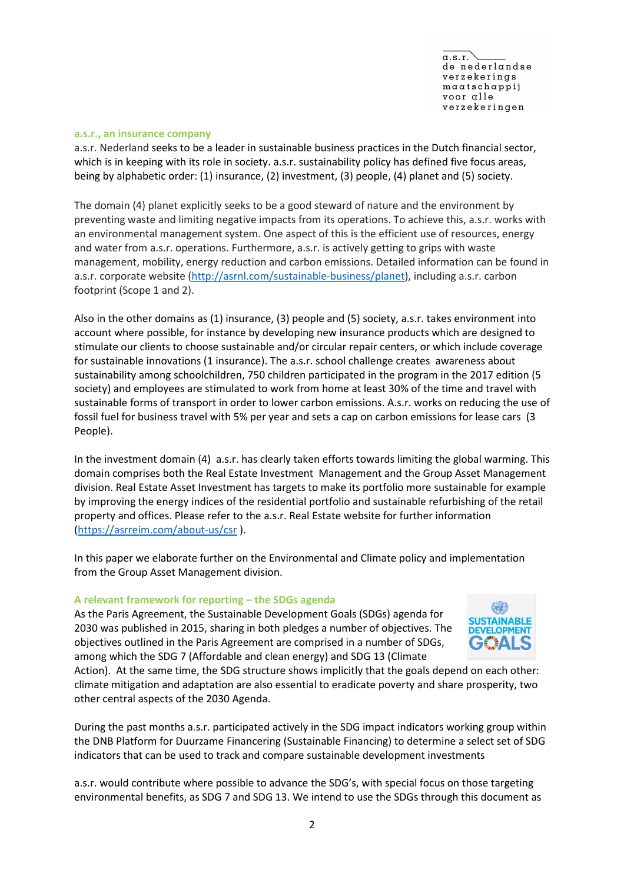## a.s.r., an insurance company

a.s.r. Nederland seeks to be a leader in sustainable business practices in the Dutch financial sector, which is in keeping with its role in society. a.s.r. sustainability policy has defined five focus areas, being by alphabetic order: (1) insurance, (2) investment, (3) people, (4) planet and (5) society.

The domain (4) planet explicitly seeks to be a good steward of nature and the environment by preventing waste and limiting negative impacts from its operations. To achieve this, a.s.r. works with an environmental management system. One aspect of this is the efficient use of resources, energy and water from a.s.r. operations. Furthermore, a.s.r. is actively getting to grips with waste management, mobility, energy reduction and carbon emissions. Detailed information can be found in a.s.r. corporate website (http://asrnl.com/sustainable-business/planet), including a.s.r. carbon footprint (Scope 1 and 2).

Also in the other domains as (1) insurance, (3) people and (5) society, a.s.r. takes environment into account where possible, for instance by developing new insurance products which are designed to stimulate our clients to choose sustainable and/or circular repair centers, or which include coverage for sustainable innovations (1 insurance). The a.s.r. school challenge creates awareness about sustainability among schoolchildren, 750 children participated in the program in the 2017 edition (5 society) and employees are stimulated to work from home at least 30% of the time and travel with sustainable forms of transport in order to lower carbon emissions. A.s.r. works on reducing the use of fossil fuel for business travel with 5% per year and sets a cap on carbon emissions for lease cars (3 People).

In the investment domain (4) a.s.r. has clearly taken efforts towards limiting the global warming. This domain comprises both the Real Estate Investment Management and the Group Asset Management division. Real Estate Asset Investment has targets to make its portfolio more sustainable for example by improving the energy indices of the residential portfolio and sustainable refurbishing of the retail property and offices. Please refer to the a.s.r. Real Estate website for further information (https://asrreim.com/about-us/csr ).

In this paper we elaborate further on the Environmental and Climate policy and implementation from the Group Asset Management division.

## A relevant framework for reporting – the SDGs agenda

As the Paris Agreement, the Sustainable Development Goals (SDGs) agenda for 2030 was published in 2015, sharing in both pledges a number of objectives. The objectives outlined in the Paris Agreement are comprised in a number of SDGs, among which the SDG 7 (Affordable and clean energy) and SDG 13 (Climate Action). At the same time, the SDG structure shows implicitly that the goals depend on each other: climate mitigation and adaptation are also essential to eradicate poverty and share prosperity, two other central aspects of the 2030 Agenda.

During the past months a.s.r. participated actively in the SDG impact indicators working group within the DNB Platform for Duurzame Financering (Sustainable Financing) to determine a select set of SDG indicators that can be used to track and compare sustainable development investments

a.s.r. would contribute where possible to advance the SDG's, with special focus on those targeting environmental benefits, as SDG 7 and SDG 13. We intend to use the SDGs through this document as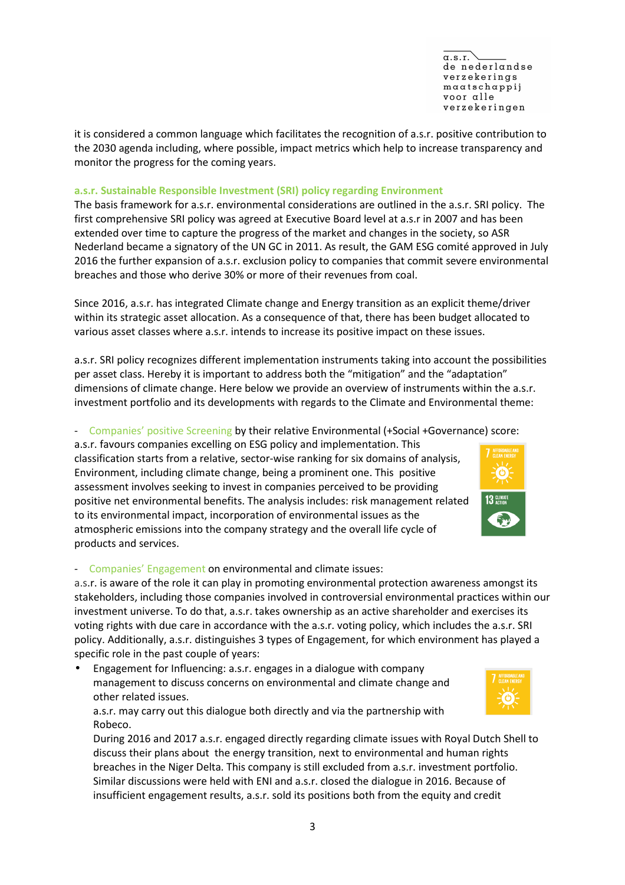it is considered a common language which facilitates the recognition of a.s.r. positive contribution to the 2030 agenda including, where possible, impact metrics which help to increase transparency and monitor the progress for the coming years.

## a.s.r. Sustainable Responsible Investment (SRI) policy regarding Environment

The basis framework for a.s.r. environmental considerations are outlined in the a.s.r. SRI policy. The first comprehensive SRI policy was agreed at Executive Board level at a.s.r in 2007 and has been extended over time to capture the progress of the market and changes in the society, so ASR Nederland became a signatory of the UN GC in 2011. As result, the GAM ESG comité approved in July 2016 the further expansion of a.s.r. exclusion policy to companies that commit severe environmental breaches and those who derive 30% or more of their revenues from coal.

Since 2016, a.s.r. has integrated Climate change and Energy transition as an explicit theme/driver within its strategic asset allocation. As a consequence of that, there has been budget allocated to various asset classes where a.s.r. intends to increase its positive impact on these issues.

a.s.r. SRI policy recognizes different implementation instruments taking into account the possibilities per asset class. Hereby it is important to address both the "mitigation" and the "adaptation" dimensions of climate change. Here below we provide an overview of instruments within the a.s.r. investment portfolio and its developments with regards to the Climate and Environmental theme:

- Companies' positive Screening by their relative Environmental (+Social +Governance) score:
a.s.r. favours companies excelling on ESG policy and implementation. This classification starts from a relative, sector-wise ranking for six domains of analysis, Environment, including climate change, being a prominent one. This positive assessment involves seeking to invest in companies perceived to be providing positive net environmental benefits. The analysis includes: risk management related to its environmental impact, incorporation of environmental issues as the atmospheric emissions into the company strategy and the overall life cycle of products and services.

- Companies' Engagement on environmental and climate issues:
a.s.r. is aware of the role it can play in promoting environmental protection awareness amongst its stakeholders, including those companies involved in controversial environmental practices within our investment universe. To do that, a.s.r. takes ownership as an active shareholder and exercises its voting rights with due care in accordance with the a.s.r. voting policy, which includes the a.s.r. SRI policy. Additionally, a.s.r. distinguishes 3 types of Engagement, for which environment has played a specific role in the past couple of years:

  - Engagement for Influencing: a.s.r. engages in a dialogue with company management to discuss concerns on environmental and climate change and other related issues.
    a.s.r. may carry out this dialogue both directly and via the partnership with Robeco.
    During 2016 and 2017 a.s.r. engaged directly regarding climate issues with Royal Dutch Shell to discuss their plans about the energy transition, next to environmental and human rights breaches in the Niger Delta. This company is still excluded from a.s.r. investment portfolio. Similar discussions were held with ENI and a.s.r. closed the dialogue in 2016. Because of insufficient engagement results, a.s.r. sold its positions both from the equity and credit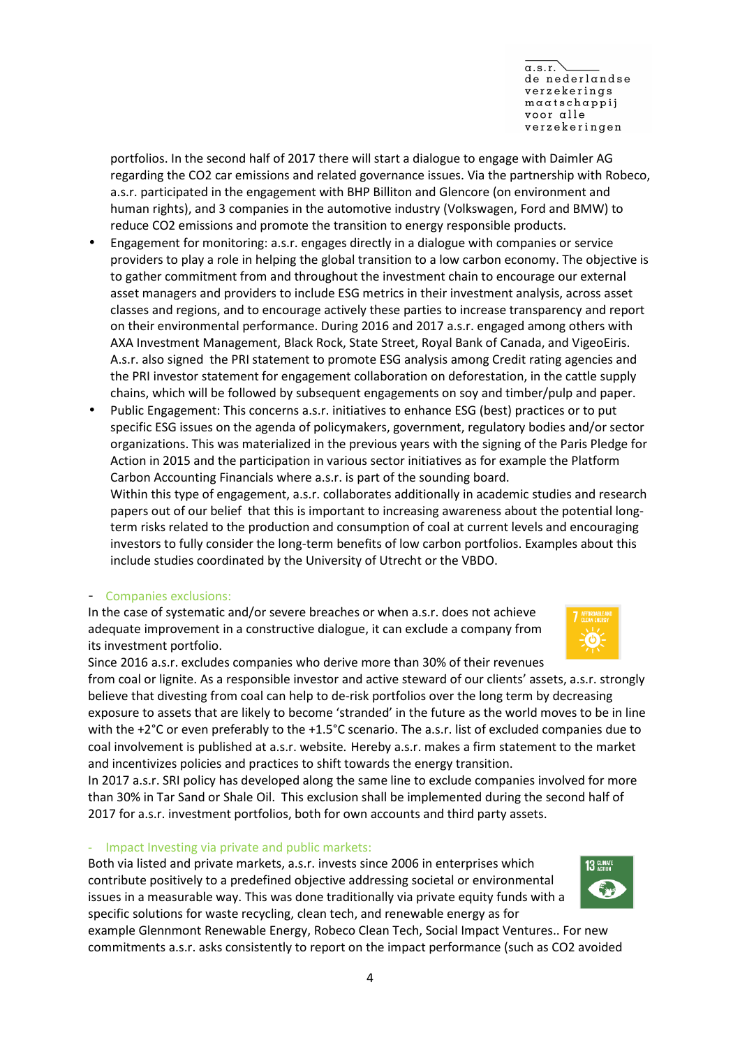portfolios. In the second half of 2017 there will start a dialogue to engage with Daimler AG regarding the $CO_2$ car emissions and related governance issues. Via the partnership with Robeco, a.s.r. participated in the engagement with BHP Billiton and Glencore (on environment and human rights), and 3 companies in the automotive industry (Volkswagen, Ford and BMW) to reduce $CO_2$ emissions and promote the transition to energy responsible products.

- Engagement for monitoring: a.s.r. engages directly in a dialogue with companies or service providers to play a role in helping the global transition to a low carbon economy. The objective is to gather commitment from and throughout the investment chain to encourage our external asset managers and providers to include ESG metrics in their investment analysis, across asset classes and regions, and to encourage actively these parties to increase transparency and report on their environmental performance. During 2016 and 2017 a.s.r. engaged among others with AXA Investment Management, Black Rock, State Street, Royal Bank of Canada, and VigeoEiris. A.s.r. also signed the PRI statement to promote ESG analysis among Credit rating agencies and the PRI investor statement for engagement collaboration on deforestation, in the cattle supply chains, which will be followed by subsequent engagements on soy and timber/pulp and paper.
- Public Engagement: This concerns a.s.r. initiatives to enhance ESG (best) practices or to put specific ESG issues on the agenda of policymakers, government, regulatory bodies and/or sector organizations. This was materialized in the previous years with the signing of the Paris Pledge for Action in 2015 and the participation in various sector initiatives as for example the Platform Carbon Accounting Financials where a.s.r. is part of the sounding board.
  Within this type of engagement, a.s.r. collaborates additionally in academic studies and research papers out of our belief that this is important to increasing awareness about the potential long-term risks related to the production and consumption of coal at current levels and encouraging investors to fully consider the long-term benefits of low carbon portfolios. Examples about this include studies coordinated by the University of Utrecht or the VBDO.

- Companies exclusions:

In the case of systematic and/or severe breaches or when a.s.r. does not achieve adequate improvement in a constructive dialogue, it can exclude a company from its investment portfolio.
Since 2016 a.s.r. excludes companies who derive more than 30% of their revenues from coal or lignite. As a responsible investor and active steward of our clients' assets, a.s.r. strongly believe that divesting from coal can help to de-risk portfolios over the long term by decreasing exposure to assets that are likely to become 'stranded' in the future as the world moves to be in line with the +2°C or even preferably to the +1.5°C scenario. The a.s.r. list of excluded companies due to coal involvement is published at a.s.r. website. Hereby a.s.r. makes a firm statement to the market and incentivizes policies and practices to shift towards the energy transition.
In 2017 a.s.r. SRI policy has developed along the same line to exclude companies involved for more than 30% in Tar Sand or Shale Oil. This exclusion shall be implemented during the second half of 2017 for a.s.r. investment portfolios, both for own accounts and third party assets.

- Impact Investing via private and public markets:

Both via listed and private markets, a.s.r. invests since 2006 in enterprises which contribute positively to a predefined objective addressing societal or environmental issues in a measurable way. This was done traditionally via private equity funds with a specific solutions for waste recycling, clean tech, and renewable energy as for example Glennmont Renewable Energy, Robeco Clean Tech, Social Impact Ventures.. For new commitments a.s.r. asks consistently to report on the impact performance (such as $CO_2$ avoided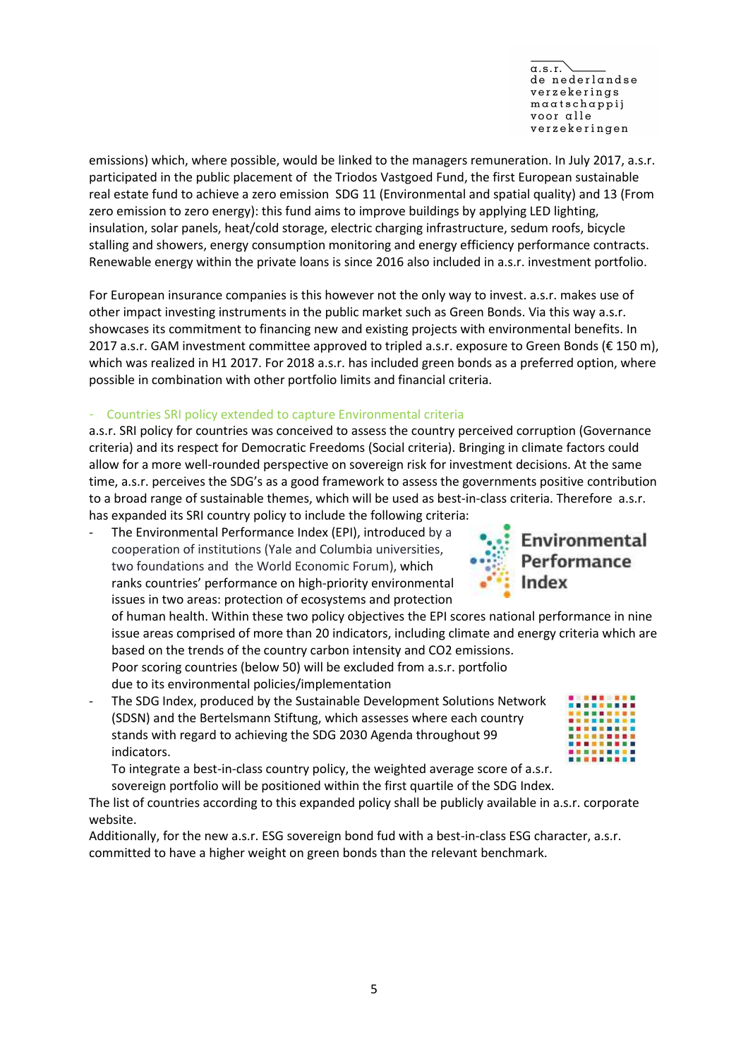emissions) which, where possible, would be linked to the managers remuneration. In July 2017, a.s.r. participated in the public placement of the Triodos Vastgoed Fund, the first European sustainable real estate fund to achieve a zero emission SDG 11 (Environmental and spatial quality) and 13 (From zero emission to zero energy): this fund aims to improve buildings by applying LED lighting, insulation, solar panels, heat/cold storage, electric charging infrastructure, sedum roofs, bicycle stalling and showers, energy consumption monitoring and energy efficiency performance contracts. Renewable energy within the private loans is since 2016 also included in a.s.r. investment portfolio.

For European insurance companies is this however not the only way to invest. a.s.r. makes use of other impact investing instruments in the public market such as Green Bonds. Via this way a.s.r. showcases its commitment to financing new and existing projects with environmental benefits. In 2017 a.s.r. GAM investment committee approved to tripled a.s.r. exposure to Green Bonds (€ 150 m), which was realized in H1 2017. For 2018 a.s.r. has included green bonds as a preferred option, where possible in combination with other portfolio limits and financial criteria.

- Countries SRI policy extended to capture Environmental criteria

a.s.r. SRI policy for countries was conceived to assess the country perceived corruption (Governance criteria) and its respect for Democratic Freedoms (Social criteria). Bringing in climate factors could allow for a more well-rounded perspective on sovereign risk for investment decisions. At the same time, a.s.r. perceives the SDG's as a good framework to assess the governments positive contribution to a broad range of sustainable themes, which will be used as best-in-class criteria. Therefore a.s.r. has expanded its SRI country policy to include the following criteria:

- The Environmental Performance Index (EPI), introduced by a cooperation of institutions (Yale and Columbia universities, two foundations and the World Economic Forum), which ranks countries' performance on high-priority environmental issues in two areas: protection of ecosystems and protection of human health. Within these two policy objectives the EPI scores national performance in nine issue areas comprised of more than 20 indicators, including climate and energy criteria which are based on the trends of the country carbon intensity and CO2 emissions.
  Poor scoring countries (below 50) will be excluded from a.s.r. portfolio due to its environmental policies/implementation
- The SDG Index, produced by the Sustainable Development Solutions Network (SDSN) and the Bertelsmann Stiftung, which assesses where each country stands with regard to achieving the SDG 2030 Agenda throughout 99 indicators.
  To integrate a best-in-class country policy, the weighted average score of a.s.r. sovereign portfolio will be positioned within the first quartile of the SDG Index.

The list of countries according to this expanded policy shall be publicly available in a.s.r. corporate website.

Additionally, for the new a.s.r. ESG sovereign bond fud with a best-in-class ESG character, a.s.r. committed to have a higher weight on green bonds than the relevant benchmark.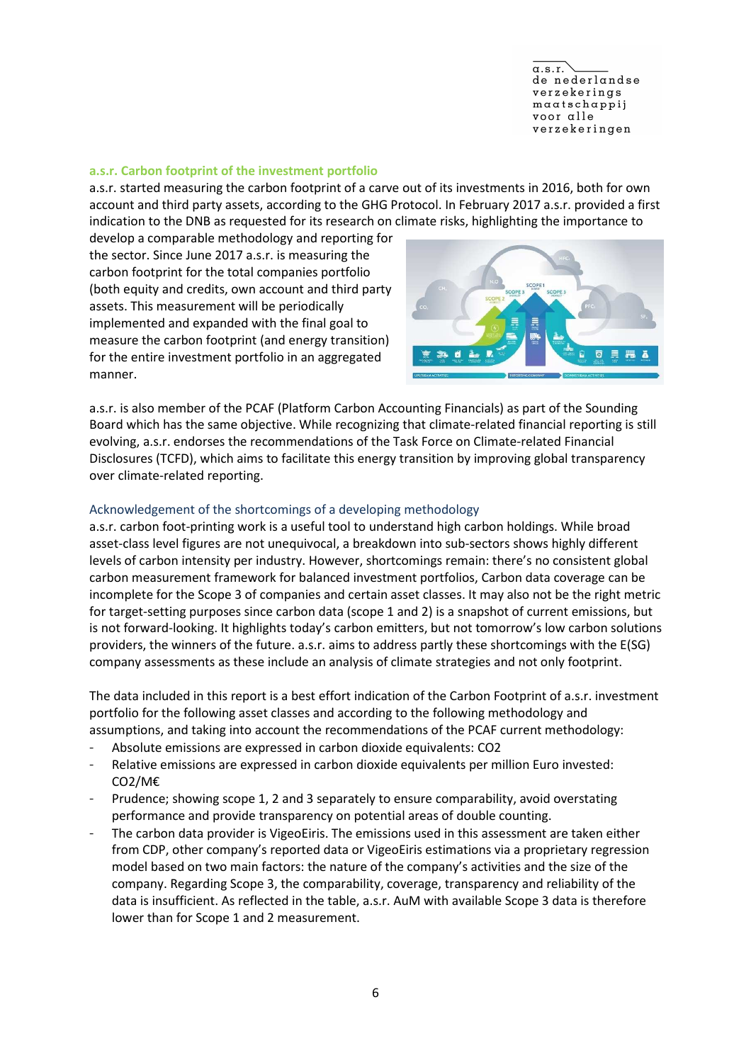## a.s.r. Carbon footprint of the investment portfolio

a.s.r. started measuring the carbon footprint of a carve out of its investments in 2016, both for own account and third party assets, according to the GHG Protocol. In February 2017 a.s.r. provided a first indication to the DNB as requested for its research on climate risks, highlighting the importance to develop a comparable methodology and reporting for the sector. Since June 2017 a.s.r. is measuring the carbon footprint for the total companies portfolio (both equity and credits, own account and third party assets. This measurement will be periodically implemented and expanded with the final goal to measure the carbon footprint (and energy transition) for the entire investment portfolio in an aggregated manner.

a.s.r. is also member of the PCAF (Platform Carbon Accounting Financials) as part of the Sounding Board which has the same objective. While recognizing that climate-related financial reporting is still evolving, a.s.r. endorses the recommendations of the Task Force on Climate-related Financial Disclosures (TCFD), which aims to facilitate this energy transition by improving global transparency over climate-related reporting.

### Acknowledgement of the shortcomings of a developing methodology

a.s.r. carbon foot-printing work is a useful tool to understand high carbon holdings. While broad asset-class level figures are not unequivocal, a breakdown into sub-sectors shows highly different levels of carbon intensity per industry. However, shortcomings remain: there's no consistent global carbon measurement framework for balanced investment portfolios, Carbon data coverage can be incomplete for the Scope 3 of companies and certain asset classes. It may also not be the right metric for target-setting purposes since carbon data (scope 1 and 2) is a snapshot of current emissions, but is not forward-looking. It highlights today's carbon emitters, but not tomorrow's low carbon solutions providers, the winners of the future. a.s.r. aims to address partly these shortcomings with the E(SG) company assessments as these include an analysis of climate strategies and not only footprint.

The data included in this report is a best effort indication of the Carbon Footprint of a.s.r. investment portfolio for the following asset classes and according to the following methodology and assumptions, and taking into account the recommendations of the PCAF current methodology:

- Absolute emissions are expressed in carbon dioxide equivalents: CO2
- Relative emissions are expressed in carbon dioxide equivalents per million Euro invested: CO2/M€
- Prudence; showing scope 1, 2 and 3 separately to ensure comparability, avoid overstating performance and provide transparency on potential areas of double counting.
- The carbon data provider is VigeoEiris. The emissions used in this assessment are taken either from CDP, other company's reported data or VigeoEiris estimations via a proprietary regression model based on two main factors: the nature of the company's activities and the size of the company. Regarding Scope 3, the comparability, coverage, transparency and reliability of the data is insufficient. As reflected in the table, a.s.r. AuM with available Scope 3 data is therefore lower than for Scope 1 and 2 measurement.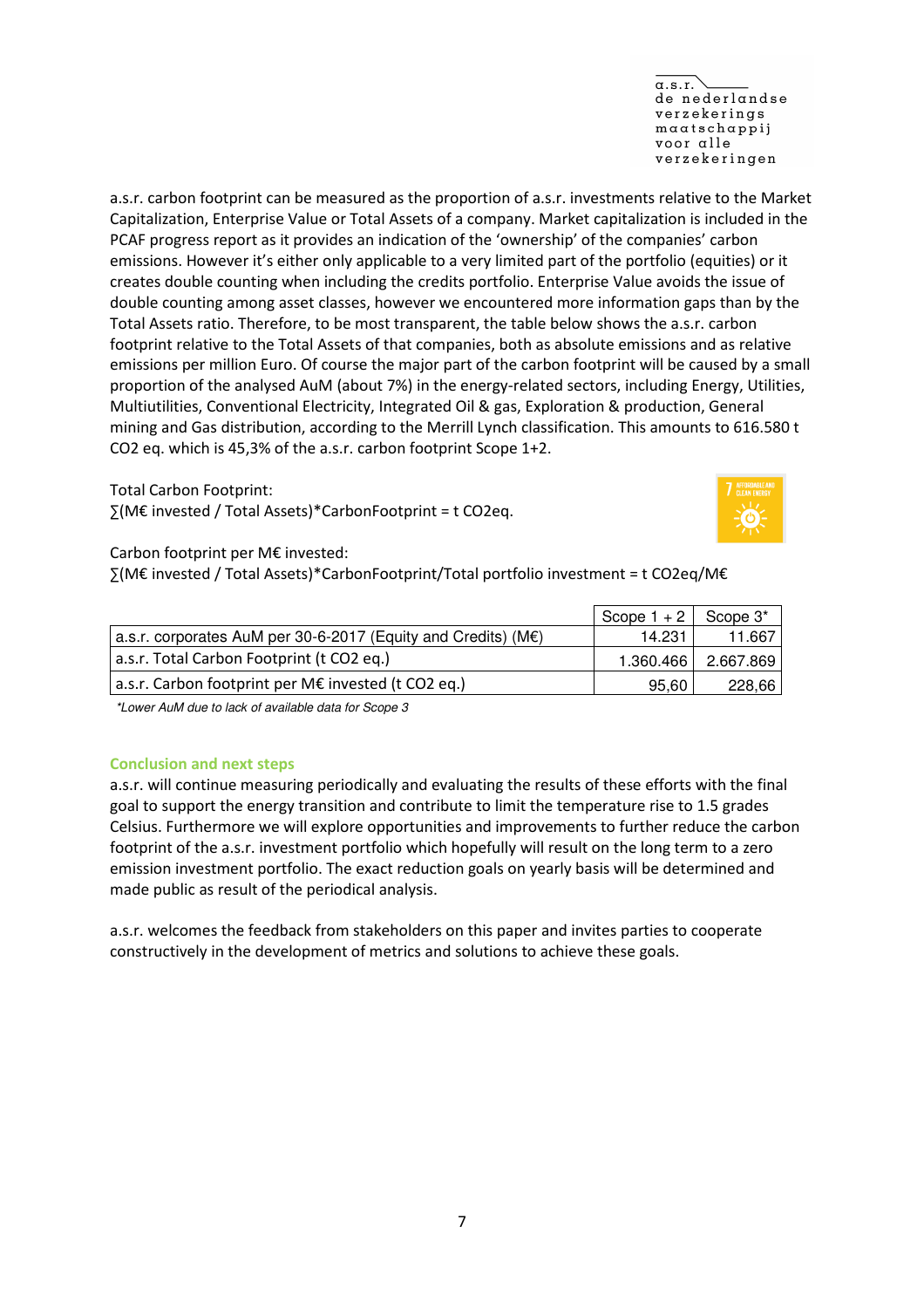a.s.r. carbon footprint can be measured as the proportion of a.s.r. investments relative to the Market Capitalization, Enterprise Value or Total Assets of a company. Market capitalization is included in the PCAF progress report as it provides an indication of the 'ownership' of the companies' carbon emissions. However it's either only applicable to a very limited part of the portfolio (equities) or it creates double counting when including the credits portfolio. Enterprise Value avoids the issue of double counting among asset classes, however we encountered more information gaps than by the Total Assets ratio. Therefore, to be most transparent, the table below shows the a.s.r. carbon footprint relative to the Total Assets of that companies, both as absolute emissions and as relative emissions per million Euro. Of course the major part of the carbon footprint will be caused by a small proportion of the analysed AuM (about 7%) in the energy-related sectors, including Energy, Utilities, Multiutilities, Conventional Electricity, Integrated Oil & gas, Exploration & production, General mining and Gas distribution, according to the Merrill Lynch classification. This amounts to 616.580 t $CO_2$ eq. which is 45,3% of the a.s.r. carbon footprint Scope 1+2.

Total Carbon Footprint:
$\sum$(M€ invested / Total Assets)*CarbonFootprint = t CO2eq.

Carbon footprint per M€ invested:
$\sum$(M€ invested / Total Assets)*CarbonFootprint/Total portfolio investment = t CO2eq/M€

| | Scope 1 + 2 | Scope 3* |
|---|---|---|
| a.s.r. corporates AuM per 30-6-2017 (Equity and Credits) (M€) | 14.231 | 11.667 |
| a.s.r. Total Carbon Footprint (t CO2 eq.) | 1.360.466 | 2.667.869 |
| a.s.r. Carbon footprint per M€ invested (t CO2 eq.) | 95,60 | 228,66 |

*\*Lower AuM due to lack of available data for Scope 3*

## Conclusion and next steps

a.s.r. will continue measuring periodically and evaluating the results of these efforts with the final goal to support the energy transition and contribute to limit the temperature rise to 1.5 grades Celsius. Furthermore we will explore opportunities and improvements to further reduce the carbon footprint of the a.s.r. investment portfolio which hopefully will result on the long term to a zero emission investment portfolio. The exact reduction goals on yearly basis will be determined and made public as result of the periodical analysis.

a.s.r. welcomes the feedback from stakeholders on this paper and invites parties to cooperate constructively in the development of metrics and solutions to achieve these goals.